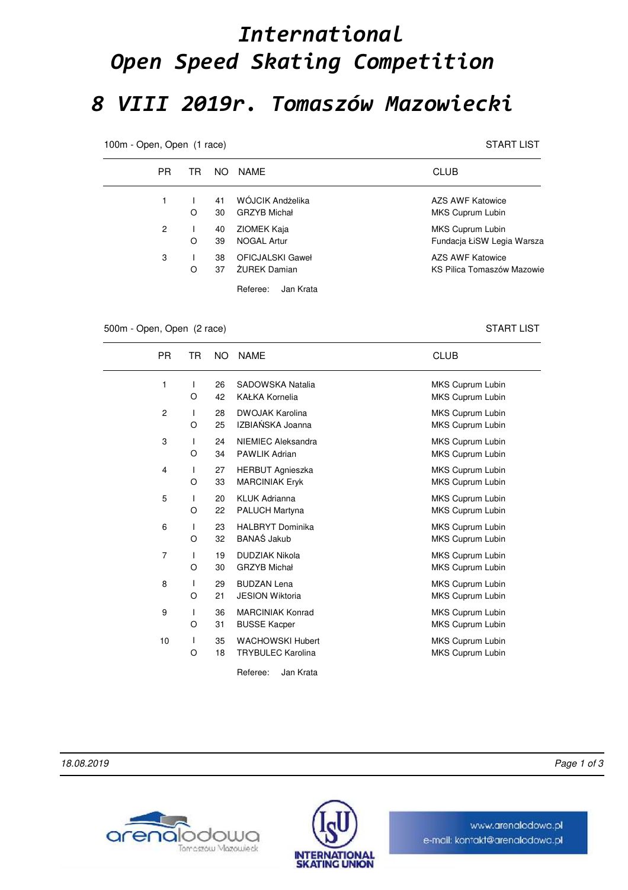# International Open Speed Skating Competition

# 8 VIII 2019r. Tomaszów Mazowiecki

100m - Open, Open (1 race) START LIST

| PR | TR | NO | NAME | CLUB |
|---|---|---|---|---|
| 1 | I | 41 | WÓJCIK Andżelika | AZS AWF Katowice |
| | O | 30 | GRZYB Michał | MKS Cuprum Lubin |
| 2 | I | 40 | ZIOMEK Kaja | MKS Cuprum Lubin |
| | O | 39 | NOGAL Artur | Fundacja ŁiSW Legia Warsza |
| 3 | I | 38 | OFICJALSKI Gaweł | AZS AWF Katowice |
| | O | 37 | ŻUREK Damian | KS Pilica Tomaszów Mazowie |

Referee: Jan Krata

500m - Open, Open (2 race) START LIST

| PR | TR | NO | NAME | CLUB |
|---|---|---|---|---|
| 1 | I | 26 | SADOWSKA Natalia | MKS Cuprum Lubin |
| | O | 42 | KAŁKA Kornelia | MKS Cuprum Lubin |
| 2 | I | 28 | DWOJAK Karolina | MKS Cuprum Lubin |
| | O | 25 | IZBIAŃSKA Joanna | MKS Cuprum Lubin |
| 3 | I | 24 | NIEMIEC Aleksandra | MKS Cuprum Lubin |
| | O | 34 | PAWLIK Adrian | MKS Cuprum Lubin |
| 4 | I | 27 | HERBUT Agnieszka | MKS Cuprum Lubin |
| | O | 33 | MARCINIAK Eryk | MKS Cuprum Lubin |
| 5 | I | 20 | KLUK Adrianna | MKS Cuprum Lubin |
| | O | 22 | PALUCH Martyna | MKS Cuprum Lubin |
| 6 | I | 23 | HALBRYT Dominika | MKS Cuprum Lubin |
| | O | 32 | BANAŚ Jakub | MKS Cuprum Lubin |
| 7 | I | 19 | DUDZIAK Nikola | MKS Cuprum Lubin |
| | O | 30 | GRZYB Michał | MKS Cuprum Lubin |
| 8 | I | 29 | BUDZAN Lena | MKS Cuprum Lubin |
| | O | 21 | JESION Wiktoria | MKS Cuprum Lubin |
| 9 | I | 36 | MARCINIAK Konrad | MKS Cuprum Lubin |
| | O | 31 | BUSSE Kacper | MKS Cuprum Lubin |
| 10 | I | 35 | WACHOWSKI Hubert | MKS Cuprum Lubin |
| | O | 18 | TRYBULEC Karolina | MKS Cuprum Lubin |

Referee: Jan Krata

18.08.2019

www.arenalodowa.pl
e-mail: kontakt@arenalodowa.pl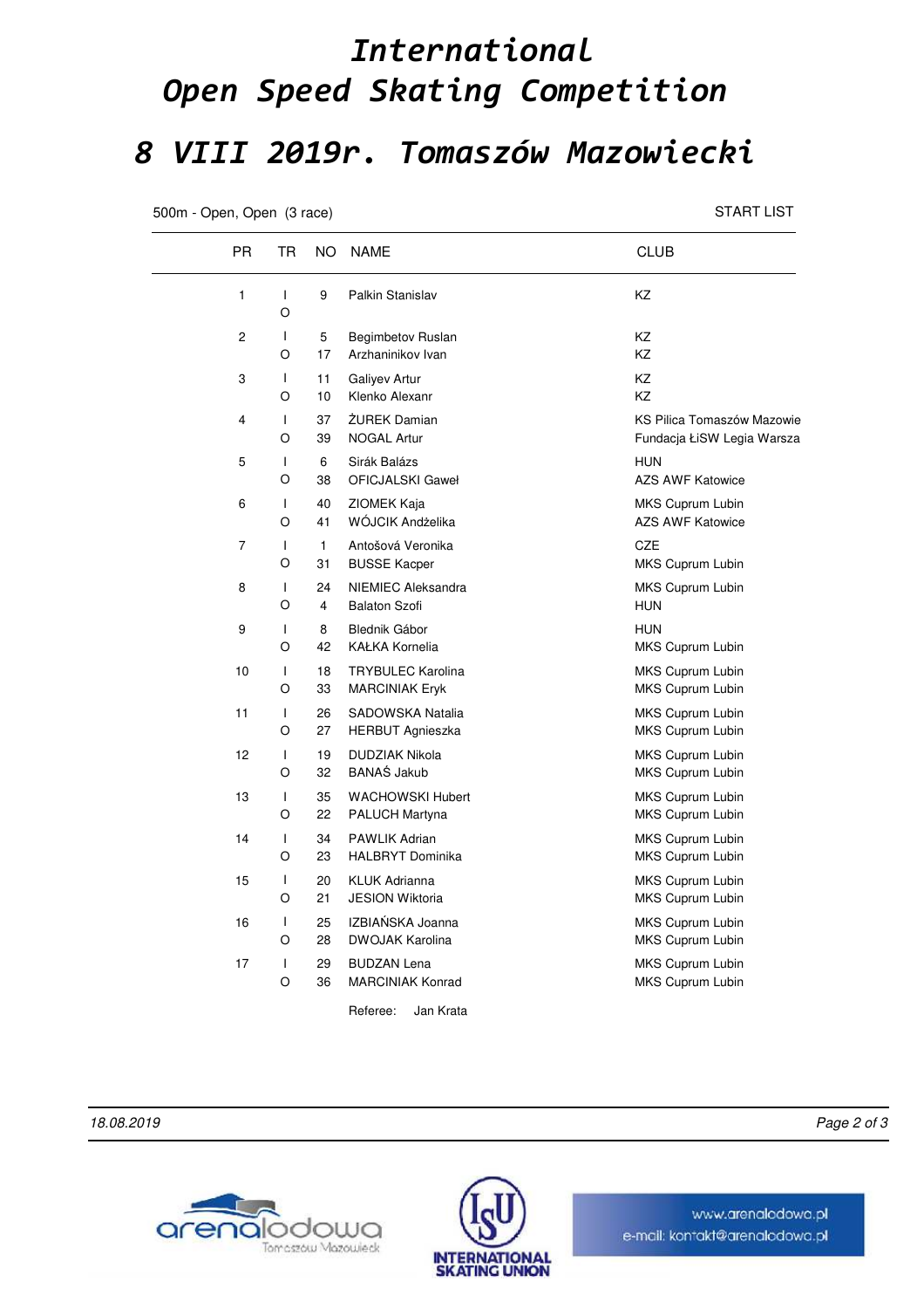# International Open Speed Skating Competition

# 8 VIII 2019r. Tomaszów Mazowiecki

500m - Open, Open (3 race) START LIST

| PR | TR | NO | NAME | CLUB |
|---|---|---|---|---|
| 1 | I | 9 | Palkin Stanislav | KZ |
| | O | | | |
| 2 | I | 5 | Begimbetov Ruslan | KZ |
| | O | 17 | Arzhaninikov Ivan | KZ |
| 3 | I | 11 | Galiyev Artur | KZ |
| | O | 10 | Klenko Alexanr | KZ |
| 4 | I | 37 | ŻUREK Damian | KS Pilica Tomaszów Mazowie |
| | O | 39 | NOGAL Artur | Fundacja ŁiSW Legia Warsza |
| 5 | I | 6 | Sirák Balázs | HUN |
| | O | 38 | OFICJALSKI Gaweł | AZS AWF Katowice |
| 6 | I | 40 | ZIOMEK Kaja | MKS Cuprum Lubin |
| | O | 41 | WÓJCIK Andżelika | AZS AWF Katowice |
| 7 | I | 1 | Antošová Veronika | CZE |
| | O | 31 | BUSSE Kacper | MKS Cuprum Lubin |
| 8 | I | 24 | NIEMIEC Aleksandra | MKS Cuprum Lubin |
| | O | 4 | Balaton Szofi | HUN |
| 9 | I | 8 | Blednik Gábor | HUN |
| | O | 42 | KAŁKA Kornelia | MKS Cuprum Lubin |
| 10 | I | 18 | TRYBULEC Karolina | MKS Cuprum Lubin |
| | O | 33 | MARCINIAK Eryk | MKS Cuprum Lubin |
| 11 | I | 26 | SADOWSKA Natalia | MKS Cuprum Lubin |
| | O | 27 | HERBUT Agnieszka | MKS Cuprum Lubin |
| 12 | I | 19 | DUDZIAK Nikola | MKS Cuprum Lubin |
| | O | 32 | BANAŚ Jakub | MKS Cuprum Lubin |
| 13 | I | 35 | WACHOWSKI Hubert | MKS Cuprum Lubin |
| | O | 22 | PALUCH Martyna | MKS Cuprum Lubin |
| 14 | I | 34 | PAWLIK Adrian | MKS Cuprum Lubin |
| | O | 23 | HALBRYT Dominika | MKS Cuprum Lubin |
| 15 | I | 20 | KLUK Adrianna | MKS Cuprum Lubin |
| | O | 21 | JESION Wiktoria | MKS Cuprum Lubin |
| 16 | I | 25 | IZBIAŃSKA Joanna | MKS Cuprum Lubin |
| | O | 28 | DWOJAK Karolina | MKS Cuprum Lubin |
| 17 | I | 29 | BUDZAN Lena | MKS Cuprum Lubin |
| | O | 36 | MARCINIAK Konrad | MKS Cuprum Lubin |

Referee: Jan Krata

18.08.2019

arenalodowa Tomaszów Mazowiecki

INTERNATIONAL SKATING UNION

www.arenalodowa.pl
e-mail: kontakt@arenalodowa.pl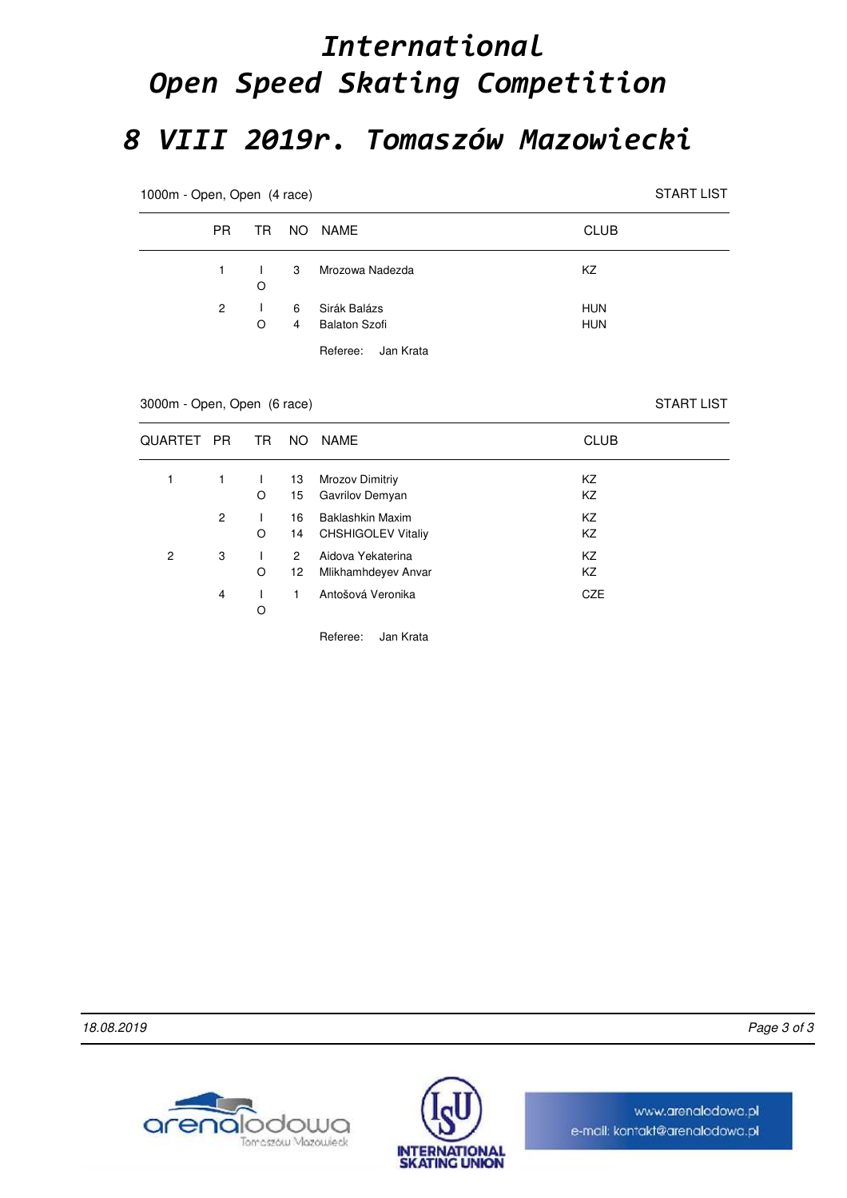# International Open Speed Skating Competition

# 8 VIII 2019r. Tomaszów Mazowiecki

1000m - Open, Open (4 race) — START LIST

| PR | TR | NO | NAME | CLUB |
|---|---|---|---|---|
| 1 | I | 3 | Mrozowa Nadezda | KZ |
| | O | | | |
| 2 | I | 6 | Sirák Balázs | HUN |
| | O | 4 | Balaton Szofi | HUN |

Referee: Jan Krata

3000m - Open, Open (6 race) — START LIST

| QUARTET | PR | TR | NO | NAME | CLUB |
|---|---|---|---|---|---|
| 1 | 1 | I | 13 | Mrozov Dimitriy | KZ |
| | | O | 15 | Gavrilov Demyan | KZ |
| | 2 | I | 16 | Baklashkin Maxim | KZ |
| | | O | 14 | CHSHIGOLEV Vitaliy | KZ |
| 2 | 3 | I | 2 | Aidova Yekaterina | KZ |
| | | O | 12 | Mlikhamhdeyev Anvar | KZ |
| | 4 | I | 1 | Antošová Veronika | CZE |
| | | O | | | |

Referee: Jan Krata

18.08.2019

arenalodowa Tomaszów Mazowiecki

INTERNATIONAL SKATING UNION

www.arenalodowa.pl
e-mail: kontakt@arenalodowa.pl